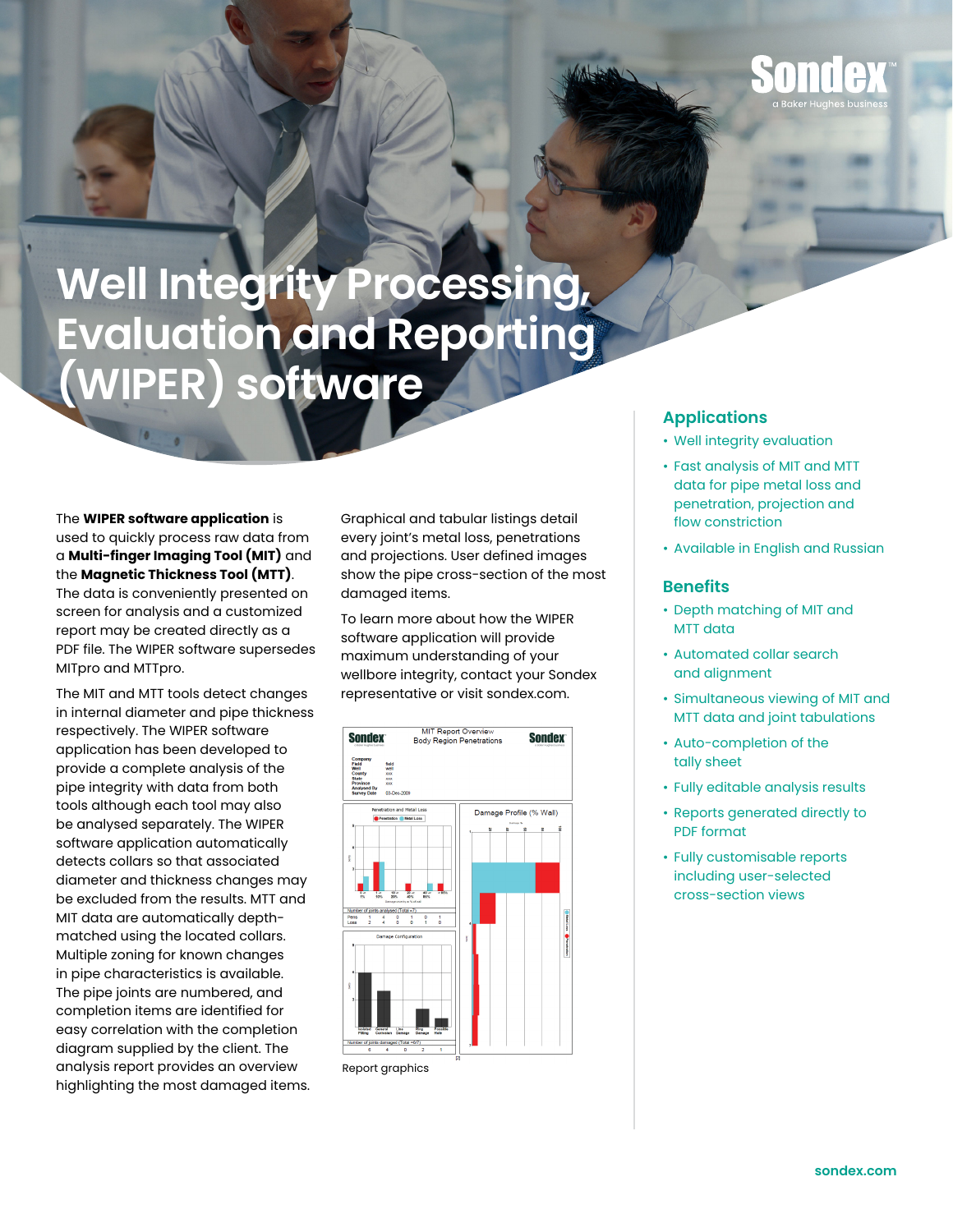# Well Integrity Processing, Evaluation and Reporting (WIPER) software

The **WIPER software application** is used to quickly process raw data from a **Multi-finger Imaging Tool (MIT)** and the **Magnetic Thickness Tool (MTT)**. The data is conveniently presented on screen for analysis and a customized report may be created directly as a PDF file. The WIPER software supersedes MITpro and MTTpro.

The MIT and MTT tools detect changes in internal diameter and pipe thickness respectively. The WIPER software application has been developed to provide a complete analysis of the pipe integrity with data from both tools although each tool may also be analysed separately. The WIPER software application automatically detects collars so that associated diameter and thickness changes may be excluded from the results. MTT and MIT data are automatically depth-matched using the located collars. Multiple zoning for known changes in pipe characteristics is available. The pipe joints are numbered, and completion items are identified for easy correlation with the completion diagram supplied by the client. The analysis report provides an overview highlighting the most damaged items.

Graphical and tabular listings detail every joint's metal loss, penetrations and projections. User defined images show the pipe cross-section of the most damaged items.

To learn more about how the WIPER software application will provide maximum understanding of your wellbore integrity, contact your Sondex representative or visit sondex.com.

Report graphics

## Applications

- Well integrity evaluation
- Fast analysis of MIT and MTT data for pipe metal loss and penetration, projection and flow constriction
- Available in English and Russian

## Benefits

- Depth matching of MIT and MTT data
- Automated collar search and alignment
- Simultaneous viewing of MIT and MTT data and joint tabulations
- Auto-completion of the tally sheet
- Fully editable analysis results
- Reports generated directly to PDF format
- Fully customisable reports including user-selected cross-section views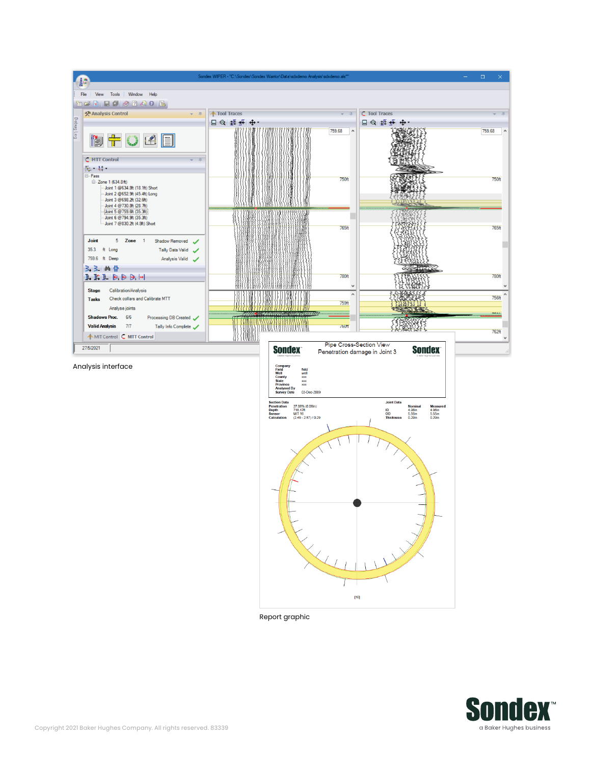Analysis interface

Report graphic

Copyright 2021 Baker Hughes Company. All rights reserved. 83339